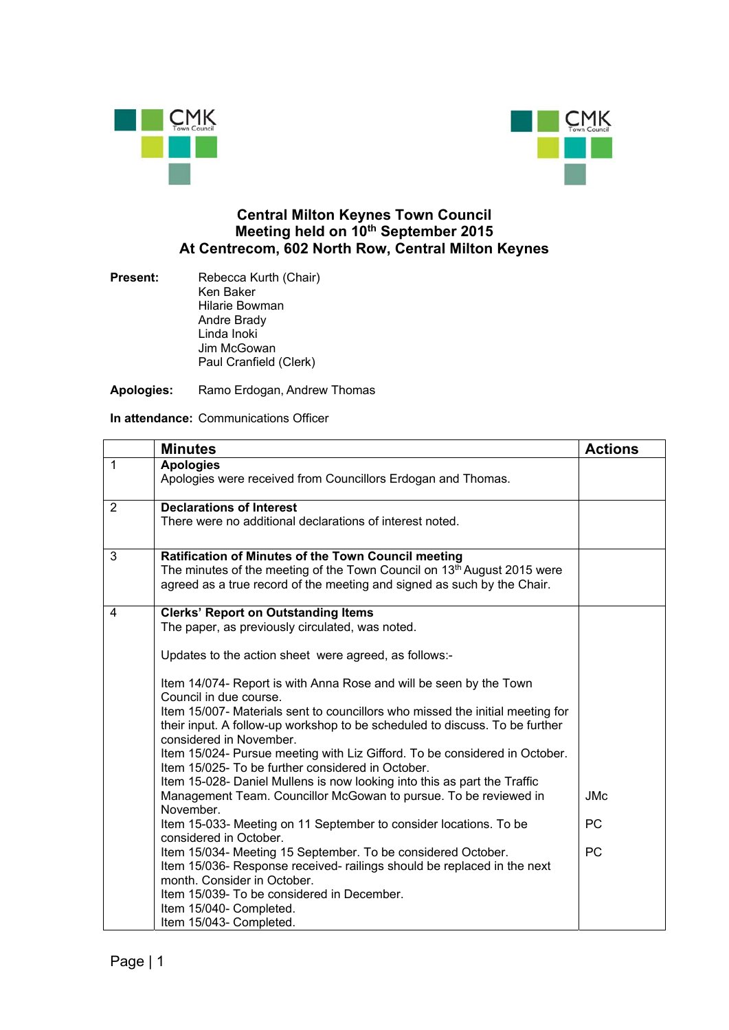# Central Milton Keynes Town Council
## Meeting held on 10th September 2015
## At Centrecom, 602 North Row, Central Milton Keynes

**Present:** Rebecca Kurth (Chair)
Ken Baker
Hilarie Bowman
Andre Brady
Linda Inoki
Jim McGowan
Paul Cranfield (Clerk)

**Apologies:** Ramo Erdogan, Andrew Thomas

**In attendance:** Communications Officer

| | Minutes | Actions |
|---|---|---|
| 1 | **Apologies**<br>Apologies were received from Councillors Erdogan and Thomas. | |
| 2 | **Declarations of Interest**<br>There were no additional declarations of interest noted. | |
| 3 | **Ratification of Minutes of the Town Council meeting**<br>The minutes of the meeting of the Town Council on 13th August 2015 were agreed as a true record of the meeting and signed as such by the Chair. | |
| 4 | **Clerks' Report on Outstanding Items**<br>The paper, as previously circulated, was noted.<br><br>Updates to the action sheet were agreed, as follows:-<br><br>Item 14/074- Report is with Anna Rose and will be seen by the Town Council in due course.<br>Item 15/007- Materials sent to councillors who missed the initial meeting for their input. A follow-up workshop to be scheduled to discuss. To be further considered in November.<br>Item 15/024- Pursue meeting with Liz Gifford. To be considered in October.<br>Item 15/025- To be further considered in October.<br>Item 15-028- Daniel Mullens is now looking into this as part the Traffic Management Team. Councillor McGowan to pursue. To be reviewed in November.<br>Item 15-033- Meeting on 11 September to consider locations. To be considered in October.<br>Item 15/034- Meeting 15 September. To be considered October.<br>Item 15/036- Response received- railings should be replaced in the next month. Consider in October.<br>Item 15/039- To be considered in December.<br>Item 15/040- Completed.<br>Item 15/043- Completed. | JMc<br><br>PC<br><br>PC |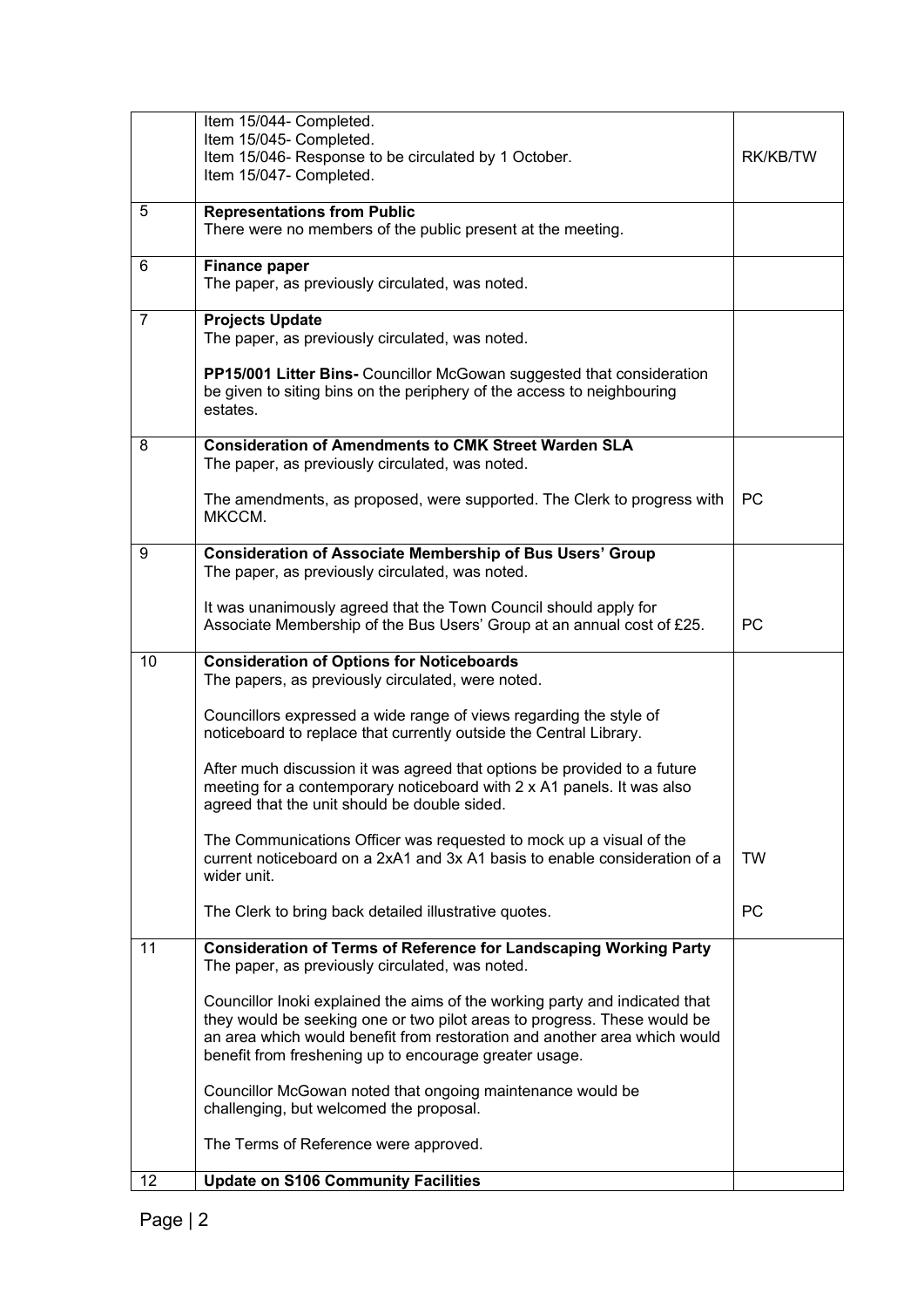| | | |
|---|---|---|
| | Item 15/044- Completed.<br>Item 15/045- Completed.<br>Item 15/046- Response to be circulated by 1 October.<br>Item 15/047- Completed. | RK/KB/TW |
| 5 | **Representations from Public**<br>There were no members of the public present at the meeting. | |
| 6 | **Finance paper**<br>The paper, as previously circulated, was noted. | |
| 7 | **Projects Update**<br>The paper, as previously circulated, was noted.<br><br>**PP15/001 Litter Bins-** Councillor McGowan suggested that consideration be given to siting bins on the periphery of the access to neighbouring estates. | |
| 8 | **Consideration of Amendments to CMK Street Warden SLA**<br>The paper, as previously circulated, was noted.<br><br>The amendments, as proposed, were supported. The Clerk to progress with MKCCM. | PC |
| 9 | **Consideration of Associate Membership of Bus Users' Group**<br>The paper, as previously circulated, was noted.<br><br>It was unanimously agreed that the Town Council should apply for Associate Membership of the Bus Users' Group at an annual cost of £25. | PC |
| 10 | **Consideration of Options for Noticeboards**<br>The papers, as previously circulated, were noted.<br><br>Councillors expressed a wide range of views regarding the style of noticeboard to replace that currently outside the Central Library.<br><br>After much discussion it was agreed that options be provided to a future meeting for a contemporary noticeboard with 2 x A1 panels. It was also agreed that the unit should be double sided.<br><br>The Communications Officer was requested to mock up a visual of the current noticeboard on a 2xA1 and 3x A1 basis to enable consideration of a wider unit.<br><br>The Clerk to bring back detailed illustrative quotes. | TW<br><br>PC |
| 11 | **Consideration of Terms of Reference for Landscaping Working Party**<br>The paper, as previously circulated, was noted.<br><br>Councillor Inoki explained the aims of the working party and indicated that they would be seeking one or two pilot areas to progress. These would be an area which would benefit from restoration and another area which would benefit from freshening up to encourage greater usage.<br><br>Councillor McGowan noted that ongoing maintenance would be challenging, but welcomed the proposal.<br><br>The Terms of Reference were approved. | |
| 12 | **Update on S106 Community Facilities** | |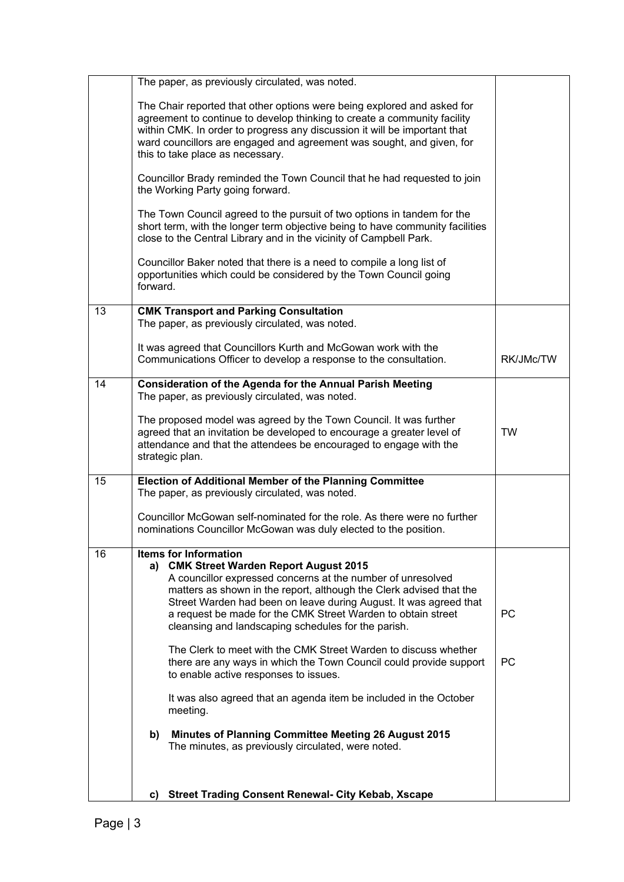| | | |
|---|---|---|
| | The paper, as previously circulated, was noted.<br><br>The Chair reported that other options were being explored and asked for agreement to continue to develop thinking to create a community facility within CMK. In order to progress any discussion it will be important that ward councillors are engaged and agreement was sought, and given, for this to take place as necessary.<br><br>Councillor Brady reminded the Town Council that he had requested to join the Working Party going forward.<br><br>The Town Council agreed to the pursuit of two options in tandem for the short term, with the longer term objective being to have community facilities close to the Central Library and in the vicinity of Campbell Park.<br><br>Councillor Baker noted that there is a need to compile a long list of opportunities which could be considered by the Town Council going forward. | |
| 13 | **CMK Transport and Parking Consultation**<br>The paper, as previously circulated, was noted.<br><br>It was agreed that Councillors Kurth and McGowan work with the Communications Officer to develop a response to the consultation. | RK/JMc/TW |
| 14 | **Consideration of the Agenda for the Annual Parish Meeting**<br>The paper, as previously circulated, was noted.<br><br>The proposed model was agreed by the Town Council. It was further agreed that an invitation be developed to encourage a greater level of attendance and that the attendees be encouraged to engage with the strategic plan. | TW |
| 15 | **Election of Additional Member of the Planning Committee**<br>The paper, as previously circulated, was noted.<br><br>Councillor McGowan self-nominated for the role. As there were no further nominations Councillor McGowan was duly elected to the position. | |
| 16 | **Items for Information**<br>**a) CMK Street Warden Report August 2015**<br>A councillor expressed concerns at the number of unresolved matters as shown in the report, although the Clerk advised that the Street Warden had been on leave during August. It was agreed that a request be made for the CMK Street Warden to obtain street cleansing and landscaping schedules for the parish.<br><br>The Clerk to meet with the CMK Street Warden to discuss whether there are any ways in which the Town Council could provide support to enable active responses to issues.<br><br>It was also agreed that an agenda item be included in the October meeting.<br><br>**b) Minutes of Planning Committee Meeting 26 August 2015**<br>The minutes, as previously circulated, were noted.<br><br>**c) Street Trading Consent Renewal- City Kebab, Xscape** | PC<br><br>PC |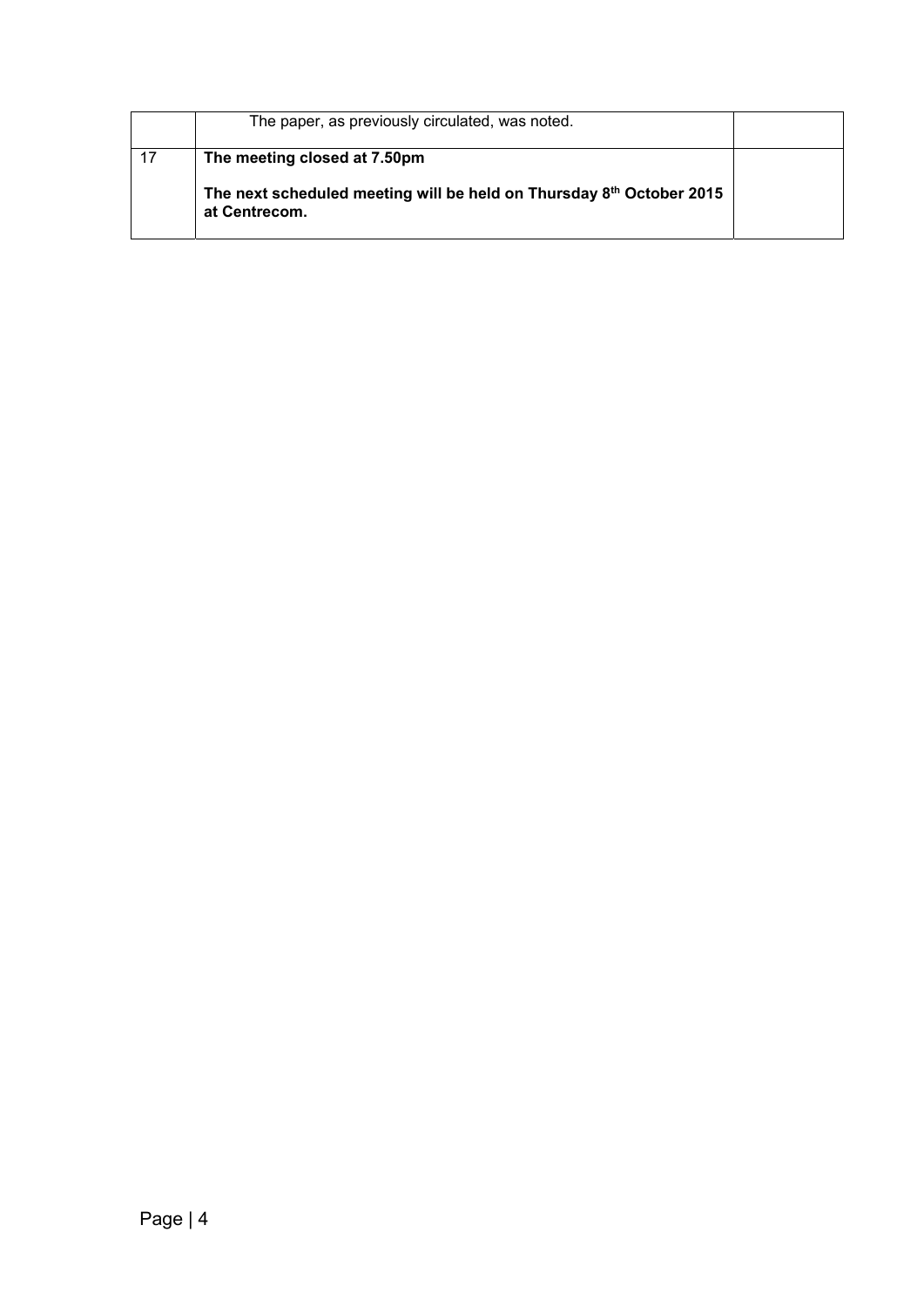| | | |
|---|---|---|
| | The paper, as previously circulated, was noted. | |
| 17 | **The meeting closed at 7.50pm**<br><br>**The next scheduled meeting will be held on Thursday 8th October 2015 at Centrecom.** | |